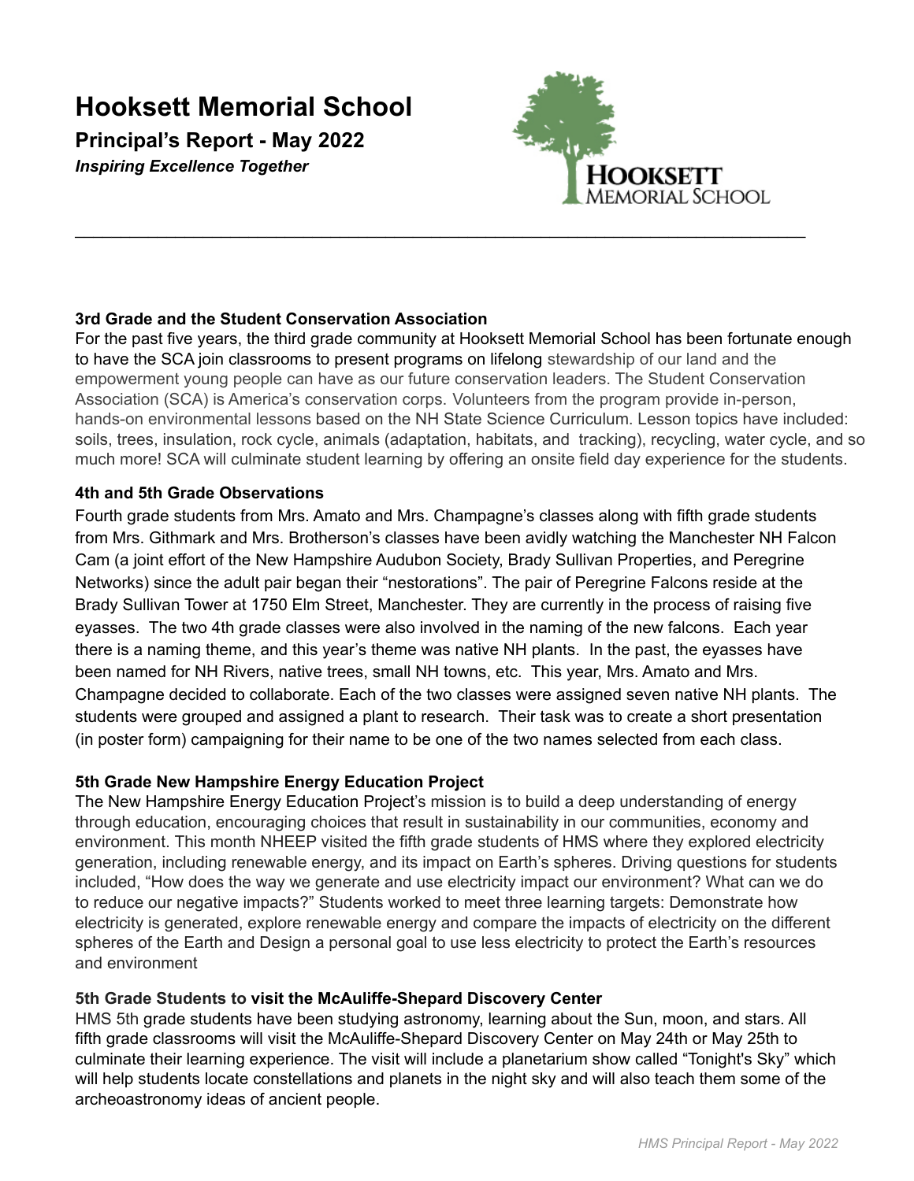# Hooksett Memorial School

## Principal's Report - May 2022

***Inspiring Excellence Together***

---

### 3rd Grade and the Student Conservation Association

For the past five years, the third grade community at Hooksett Memorial School has been fortunate enough to have the SCA join classrooms to present programs on lifelong stewardship of our land and the empowerment young people can have as our future conservation leaders. The Student Conservation Association (SCA) is America's conservation corps. Volunteers from the program provide in-person, hands-on environmental lessons based on the NH State Science Curriculum. Lesson topics have included: soils, trees, insulation, rock cycle, animals (adaptation, habitats, and tracking), recycling, water cycle, and so much more! SCA will culminate student learning by offering an onsite field day experience for the students.

### 4th and 5th Grade Observations

Fourth grade students from Mrs. Amato and Mrs. Champagne's classes along with fifth grade students from Mrs. Githmark and Mrs. Brotherson's classes have been avidly watching the Manchester NH Falcon Cam (a joint effort of the New Hampshire Audubon Society, Brady Sullivan Properties, and Peregrine Networks) since the adult pair began their "nestorations". The pair of Peregrine Falcons reside at the Brady Sullivan Tower at 1750 Elm Street, Manchester. They are currently in the process of raising five eyasses. The two 4th grade classes were also involved in the naming of the new falcons. Each year there is a naming theme, and this year's theme was native NH plants. In the past, the eyasses have been named for NH Rivers, native trees, small NH towns, etc. This year, Mrs. Amato and Mrs. Champagne decided to collaborate. Each of the two classes were assigned seven native NH plants. The students were grouped and assigned a plant to research. Their task was to create a short presentation (in poster form) campaigning for their name to be one of the two names selected from each class.

### 5th Grade New Hampshire Energy Education Project

The New Hampshire Energy Education Project's mission is to build a deep understanding of energy through education, encouraging choices that result in sustainability in our communities, economy and environment. This month NHEEP visited the fifth grade students of HMS where they explored electricity generation, including renewable energy, and its impact on Earth's spheres. Driving questions for students included, "How does the way we generate and use electricity impact our environment? What can we do to reduce our negative impacts?" Students worked to meet three learning targets: Demonstrate how electricity is generated, explore renewable energy and compare the impacts of electricity on the different spheres of the Earth and Design a personal goal to use less electricity to protect the Earth's resources and environment

### 5th Grade Students to visit the McAuliffe-Shepard Discovery Center

HMS 5th grade students have been studying astronomy, learning about the Sun, moon, and stars. All fifth grade classrooms will visit the McAuliffe-Shepard Discovery Center on May 24th or May 25th to culminate their learning experience. The visit will include a planetarium show called "Tonight's Sky" which will help students locate constellations and planets in the night sky and will also teach them some of the archeoastronomy ideas of ancient people.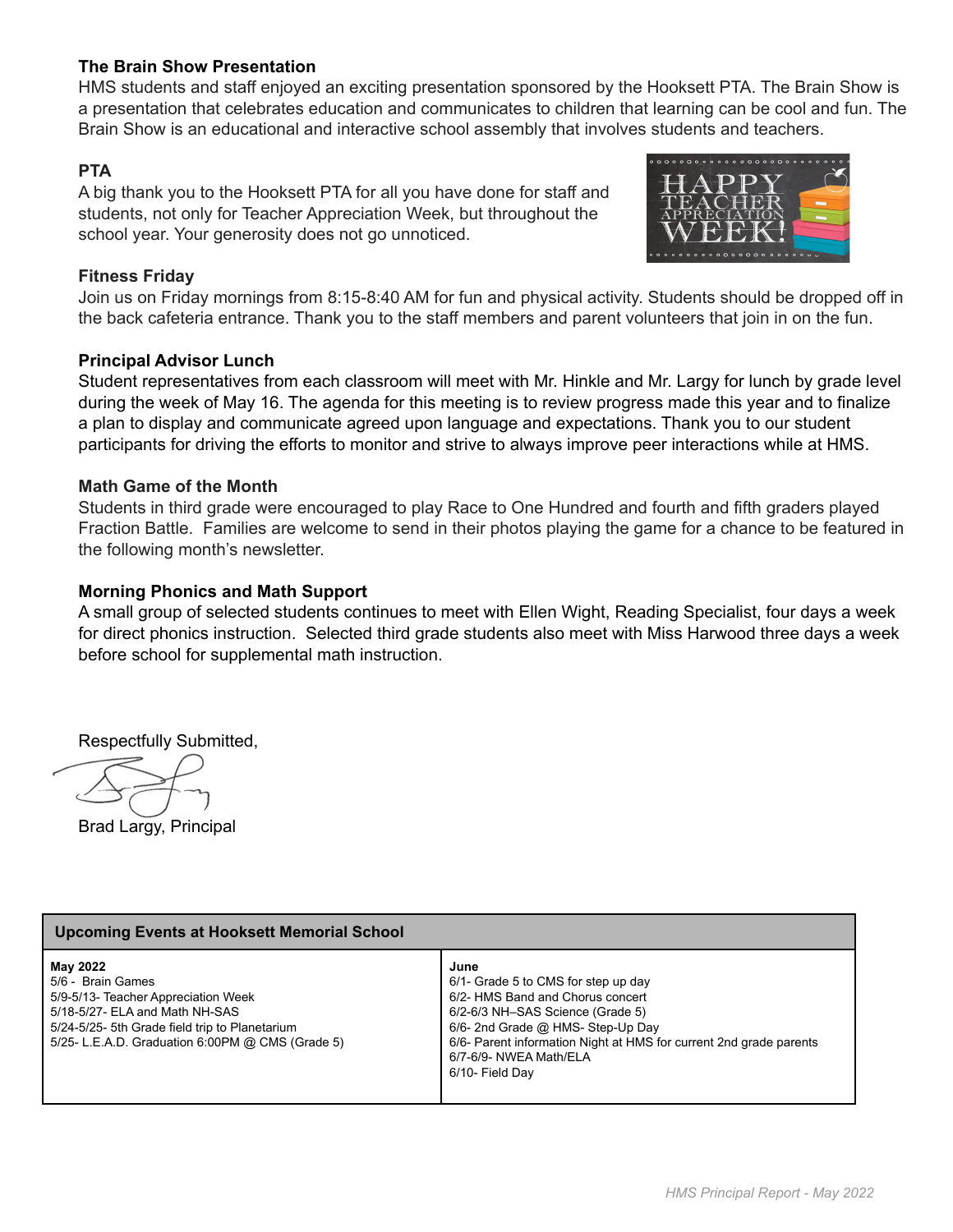**The Brain Show Presentation**
HMS students and staff enjoyed an exciting presentation sponsored by the Hooksett PTA. The Brain Show is a presentation that celebrates education and communicates to children that learning can be cool and fun. The Brain Show is an educational and interactive school assembly that involves students and teachers.

**PTA**
A big thank you to the Hooksett PTA for all you have done for staff and students, not only for Teacher Appreciation Week, but throughout the school year. Your generosity does not go unnoticed.

**Fitness Friday**
Join us on Friday mornings from 8:15-8:40 AM for fun and physical activity. Students should be dropped off in the back cafeteria entrance. Thank you to the staff members and parent volunteers that join in on the fun.

**Principal Advisor Lunch**
Student representatives from each classroom will meet with Mr. Hinkle and Mr. Largy for lunch by grade level during the week of May 16. The agenda for this meeting is to review progress made this year and to finalize a plan to display and communicate agreed upon language and expectations. Thank you to our student participants for driving the efforts to monitor and strive to always improve peer interactions while at HMS.

**Math Game of the Month**
Students in third grade were encouraged to play Race to One Hundred and fourth and fifth graders played Fraction Battle. Families are welcome to send in their photos playing the game for a chance to be featured in the following month's newsletter.

**Morning Phonics and Math Support**
A small group of selected students continues to meet with Ellen Wight, Reading Specialist, four days a week for direct phonics instruction. Selected third grade students also meet with Miss Harwood three days a week before school for supplemental math instruction.

Respectfully Submitted,

Brad Largy, Principal

| Upcoming Events at Hooksett Memorial School | |
|---|---|
| **May 2022**<br>5/6 - Brain Games<br>5/9-5/13- Teacher Appreciation Week<br>5/18-5/27- ELA and Math NH-SAS<br>5/24-5/25- 5th Grade field trip to Planetarium<br>5/25- L.E.A.D. Graduation 6:00PM @ CMS (Grade 5) | **June**<br>6/1- Grade 5 to CMS for step up day<br>6/2- HMS Band and Chorus concert<br>6/2-6/3 NH–SAS Science (Grade 5)<br>6/6- 2nd Grade @ HMS- Step-Up Day<br>6/6- Parent information Night at HMS for current 2nd grade parents<br>6/7-6/9- NWEA Math/ELA<br>6/10- Field Day |